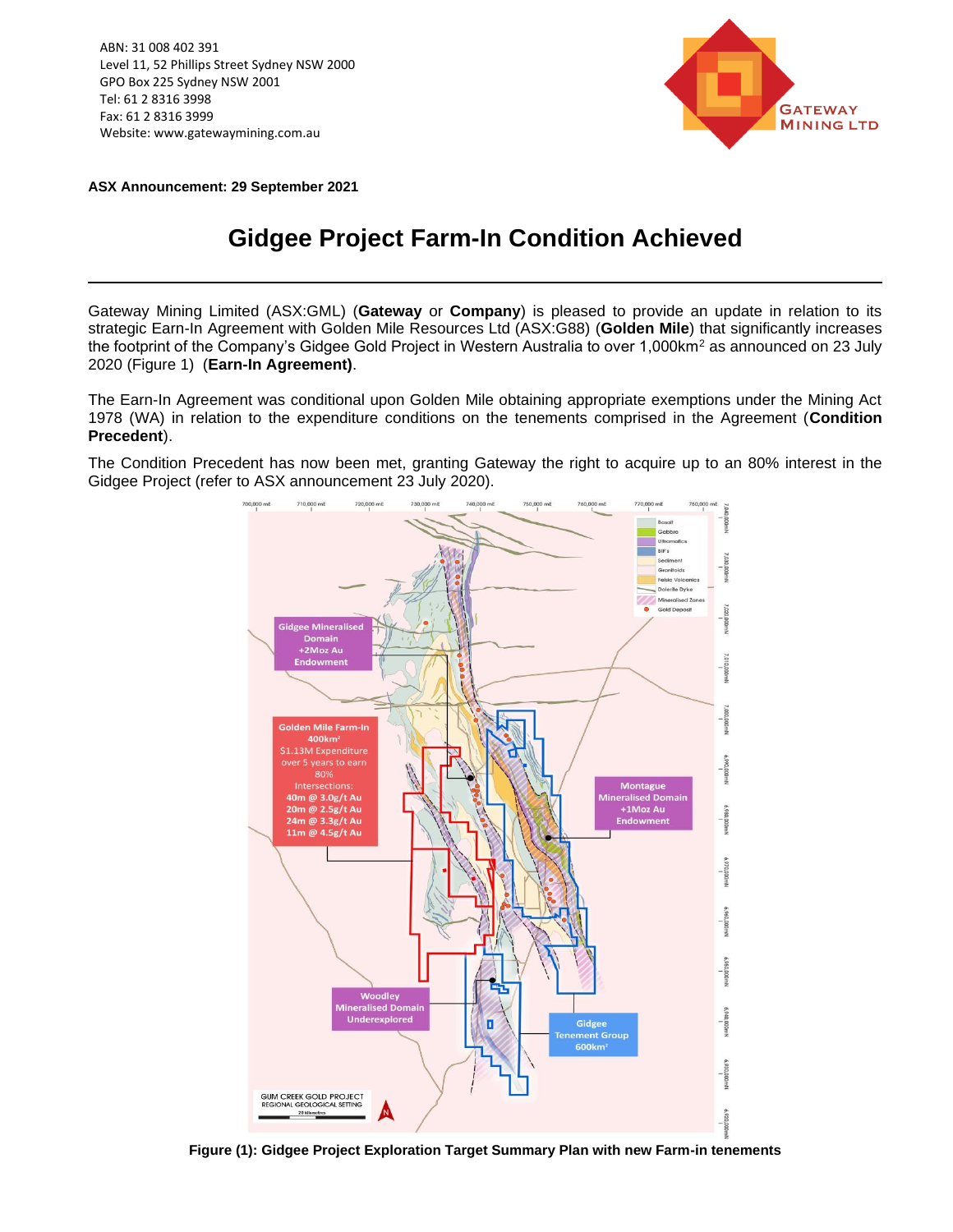ABN: 31 008 402 391
Level 11, 52 Phillips Street Sydney NSW 2000
GPO Box 225 Sydney NSW 2001
Tel: 61 2 8316 3998
Fax: 61 2 8316 3999
Website: www.gatewaymining.com.au

**ASX Announcement: 29 September 2021**

# Gidgee Project Farm-In Condition Achieved

Gateway Mining Limited (ASX:GML) (**Gateway** or **Company**) is pleased to provide an update in relation to its strategic Earn-In Agreement with Golden Mile Resources Ltd (ASX:G88) (**Golden Mile**) that significantly increases the footprint of the Company's Gidgee Gold Project in Western Australia to over 1,000km$^2$ as announced on 23 July 2020 (Figure 1) (**Earn-In Agreement)**.

The Earn-In Agreement was conditional upon Golden Mile obtaining appropriate exemptions under the Mining Act 1978 (WA) in relation to the expenditure conditions on the tenements comprised in the Agreement (**Condition Precedent**).

The Condition Precedent has now been met, granting Gateway the right to acquire up to an 80% interest in the Gidgee Project (refer to ASX announcement 23 July 2020).

**Figure (1): Gidgee Project Exploration Target Summary Plan with new Farm-in tenements**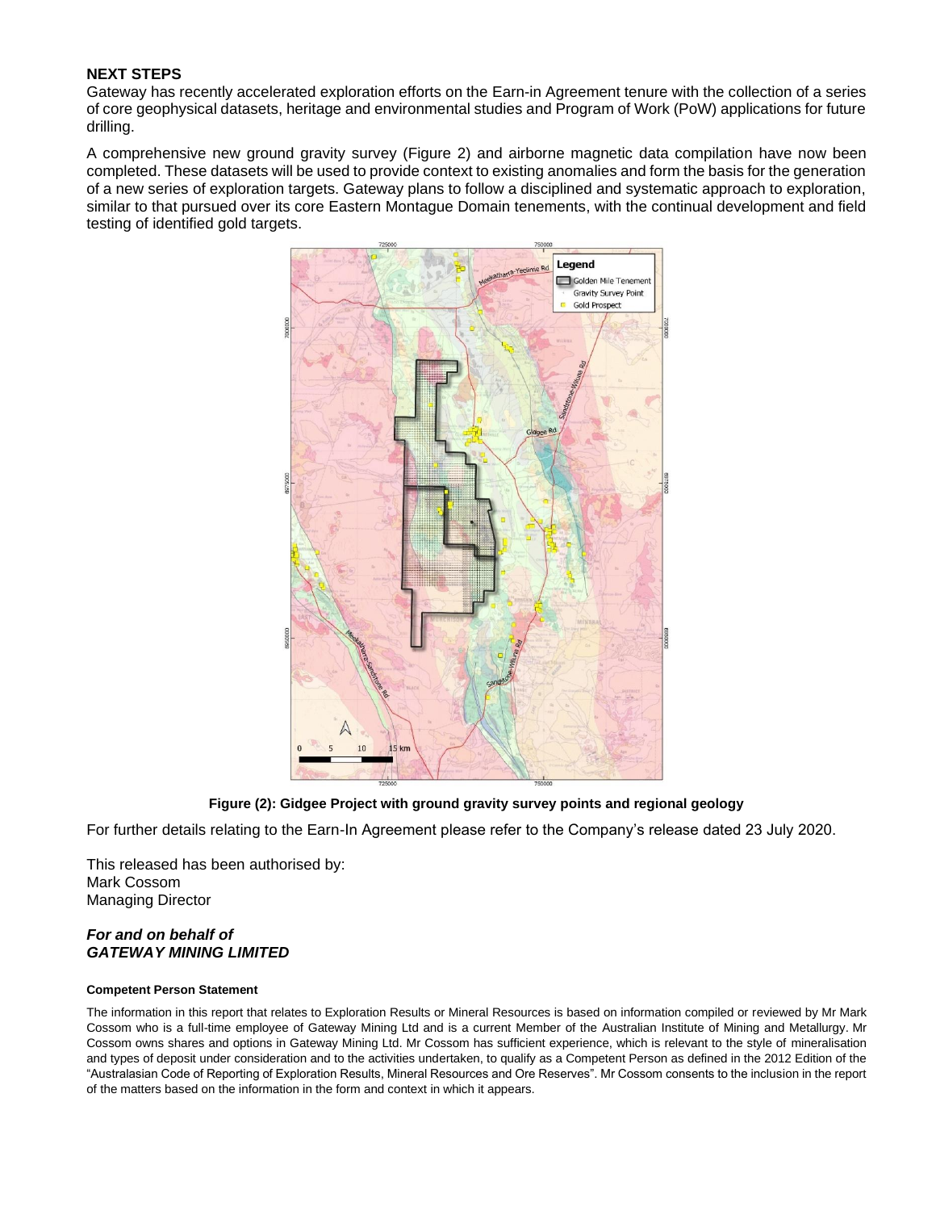## NEXT STEPS

Gateway has recently accelerated exploration efforts on the Earn-in Agreement tenure with the collection of a series of core geophysical datasets, heritage and environmental studies and Program of Work (PoW) applications for future drilling.

A comprehensive new ground gravity survey (Figure 2) and airborne magnetic data compilation have now been completed. These datasets will be used to provide context to existing anomalies and form the basis for the generation of a new series of exploration targets. Gateway plans to follow a disciplined and systematic approach to exploration, similar to that pursued over its core Eastern Montague Domain tenements, with the continual development and field testing of identified gold targets.

**Figure (2): Gidgee Project with ground gravity survey points and regional geology**

For further details relating to the Earn-In Agreement please refer to the Company's release dated 23 July 2020.

This released has been authorised by:
Mark Cossom
Managing Director

***For and on behalf of***
***GATEWAY MINING LIMITED***

**Competent Person Statement**

The information in this report that relates to Exploration Results or Mineral Resources is based on information compiled or reviewed by Mr Mark Cossom who is a full-time employee of Gateway Mining Ltd and is a current Member of the Australian Institute of Mining and Metallurgy. Mr Cossom owns shares and options in Gateway Mining Ltd. Mr Cossom has sufficient experience, which is relevant to the style of mineralisation and types of deposit under consideration and to the activities undertaken, to qualify as a Competent Person as defined in the 2012 Edition of the "Australasian Code of Reporting of Exploration Results, Mineral Resources and Ore Reserves". Mr Cossom consents to the inclusion in the report of the matters based on the information in the form and context in which it appears.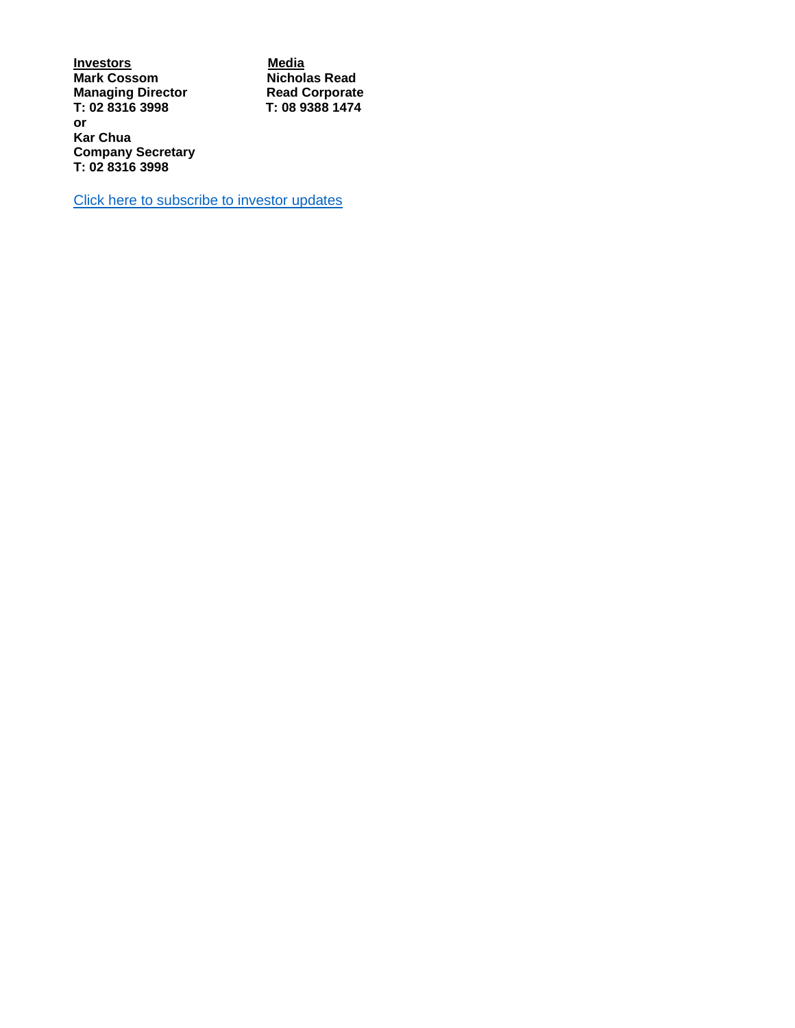| **<u>Investors</u>** | **<u>Media</u>** |
|---|---|
| **Mark Cossom** | **Nicholas Read** |
| **Managing Director** | **Read Corporate** |
| **T: 02 8316 3998** | **T: 08 9388 1474** |
| **or** | |
| **Kar Chua** | |
| **Company Secretary** | |
| **T: 02 8316 3998** | |

Click here to subscribe to investor updates